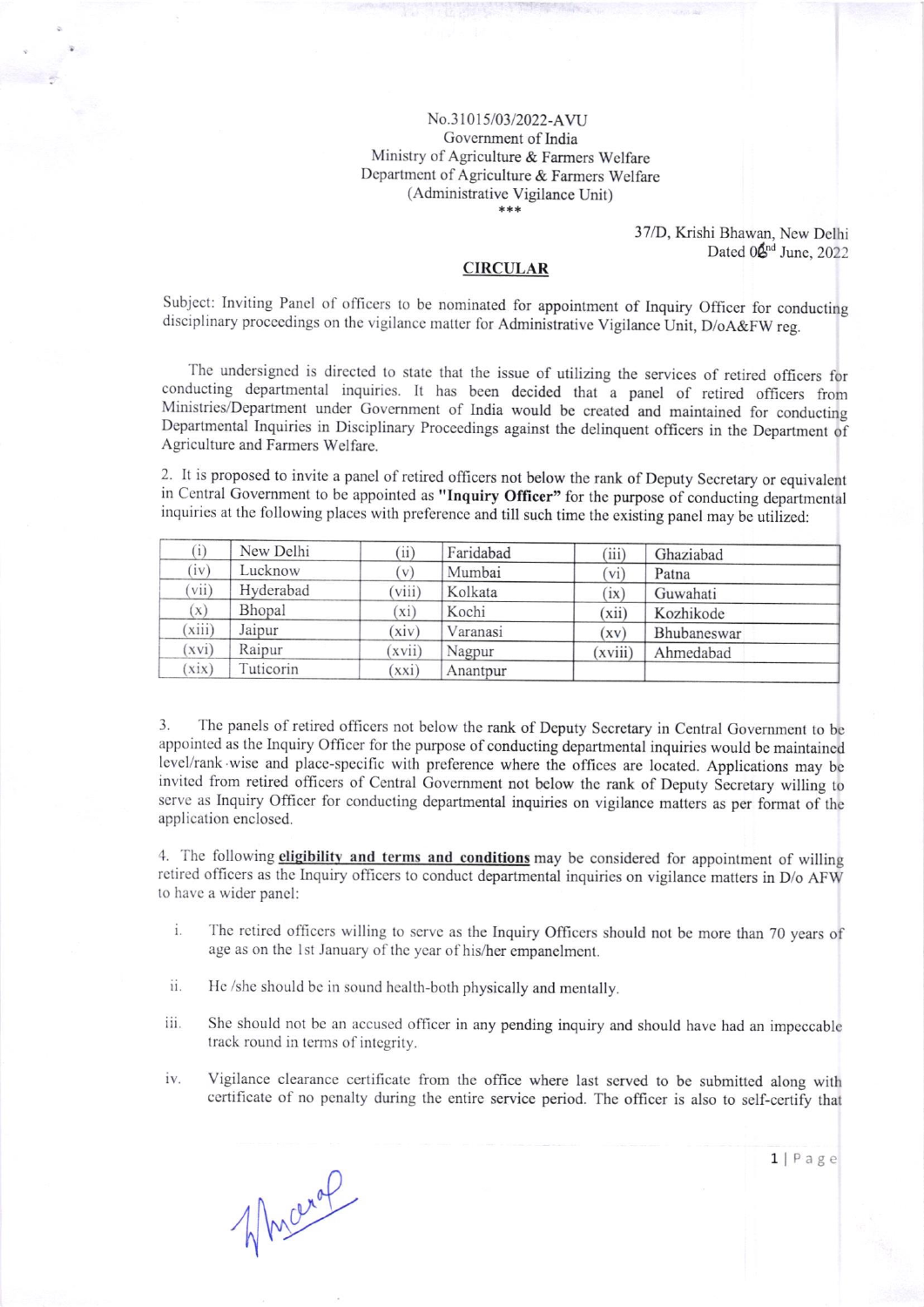No.31015/03/2022-AVU
Government of India
Ministry of Agriculture & Farmers Welfare
Department of Agriculture & Farmers Welfare
(Administrative Vigilance Unit)
\*\*\*

37/D, Krishi Bhawan, New Delhi
Dated 02nd June, 2022

## CIRCULAR

Subject: Inviting Panel of officers to be nominated for appointment of Inquiry Officer for conducting disciplinary proceedings on the vigilance matter for Administrative Vigilance Unit, D/oA&FW reg.

The undersigned is directed to state that the issue of utilizing the services of retired officers for conducting departmental inquiries. It has been decided that a panel of retired officers from Ministries/Department under Government of India would be created and maintained for conducting Departmental Inquiries in Disciplinary Proceedings against the delinquent officers in the Department of Agriculture and Farmers Welfare.

2. It is proposed to invite a panel of retired officers not below the rank of Deputy Secretary or equivalent in Central Government to be appointed as **"Inquiry Officer"** for the purpose of conducting departmental inquiries at the following places with preference and till such time the existing panel may be utilized:

| (i) | New Delhi | (ii) | Faridabad | (iii) | Ghaziabad |
|---|---|---|---|---|---|
| (iv) | Lucknow | (v) | Mumbai | (vi) | Patna |
| (vii) | Hyderabad | (viii) | Kolkata | (ix) | Guwahati |
| (x) | Bhopal | (xi) | Kochi | (xii) | Kozhikode |
| (xiii) | Jaipur | (xiv) | Varanasi | (xv) | Bhubaneswar |
| (xvi) | Raipur | (xvii) | Nagpur | (xviii) | Ahmedabad |
| (xix) | Tuticorin | (xxi) | Anantpur | | |

3. The panels of retired officers not below the rank of Deputy Secretary in Central Government to be appointed as the Inquiry Officer for the purpose of conducting departmental inquiries would be maintained level/rank-wise and place-specific with preference where the offices are located. Applications may be invited from retired officers of Central Government not below the rank of Deputy Secretary willing to serve as Inquiry Officer for conducting departmental inquiries on vigilance matters as per format of the application enclosed.

4. The following **eligibility and terms and conditions** may be considered for appointment of willing retired officers as the Inquiry officers to conduct departmental inquiries on vigilance matters in D/o AFW to have a wider panel:

i. The retired officers willing to serve as the Inquiry Officers should not be more than 70 years of age as on the 1st January of the year of his/her empanelment.

ii. He /she should be in sound health-both physically and mentally.

iii. She should not be an accused officer in any pending inquiry and should have had an impeccable track round in terms of integrity.

iv. Vigilance clearance certificate from the office where last served to be submitted along with certificate of no penalty during the entire service period. The officer is also to self-certify that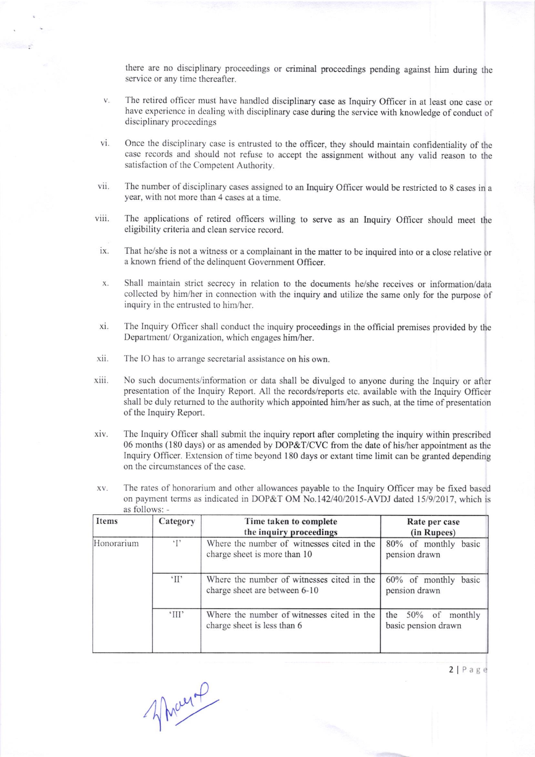there are no disciplinary proceedings or criminal proceedings pending against him during the service or any time thereafter.

v. The retired officer must have handled disciplinary case as Inquiry Officer in at least one case or have experience in dealing with disciplinary case during the service with knowledge of conduct of disciplinary proceedings

vi. Once the disciplinary case is entrusted to the officer, they should maintain confidentiality of the case records and should not refuse to accept the assignment without any valid reason to the satisfaction of the Competent Authority.

vii. The number of disciplinary cases assigned to an Inquiry Officer would be restricted to 8 cases in a year, with not more than 4 cases at a time.

viii. The applications of retired officers willing to serve as an Inquiry Officer should meet the eligibility criteria and clean service record.

ix. That he/she is not a witness or a complainant in the matter to be inquired into or a close relative or a known friend of the delinquent Government Officer.

x. Shall maintain strict secrecy in relation to the documents he/she receives or information/data collected by him/her in connection with the inquiry and utilize the same only for the purpose of inquiry in the entrusted to him/her.

xi. The Inquiry Officer shall conduct the inquiry proceedings in the official premises provided by the Department/ Organization, which engages him/her.

xii. The IO has to arrange secretarial assistance on his own.

xiii. No such documents/information or data shall be divulged to anyone during the Inquiry or after presentation of the Inquiry Report. All the records/reports etc. available with the Inquiry Officer shall be duly returned to the authority which appointed him/her as such, at the time of presentation of the Inquiry Report.

xiv. The Inquiry Officer shall submit the inquiry report after completing the inquiry within prescribed 06 months (180 days) or as amended by DOP&T/CVC from the date of his/her appointment as the Inquiry Officer. Extension of time beyond 180 days or extant time limit can be granted depending on the circumstances of the case.

xv. The rates of honorarium and other allowances payable to the Inquiry Officer may be fixed based on payment terms as indicated in DOP&T OM No.142/40/2015-AVDJ dated 15/9/2017, which is as follows: -

| Items | Category | Time taken to complete the inquiry proceedings | Rate per case (in Rupees) |
|---|---|---|---|
| Honorarium | 'I' | Where the number of witnesses cited in the charge sheet is more than 10 | 80% of monthly basic pension drawn |
| | 'II' | Where the number of witnesses cited in the charge sheet are between 6-10 | 60% of monthly basic pension drawn |
| | 'III' | Where the number of witnesses cited in the charge sheet is less than 6 | the 50% of monthly basic pension drawn |